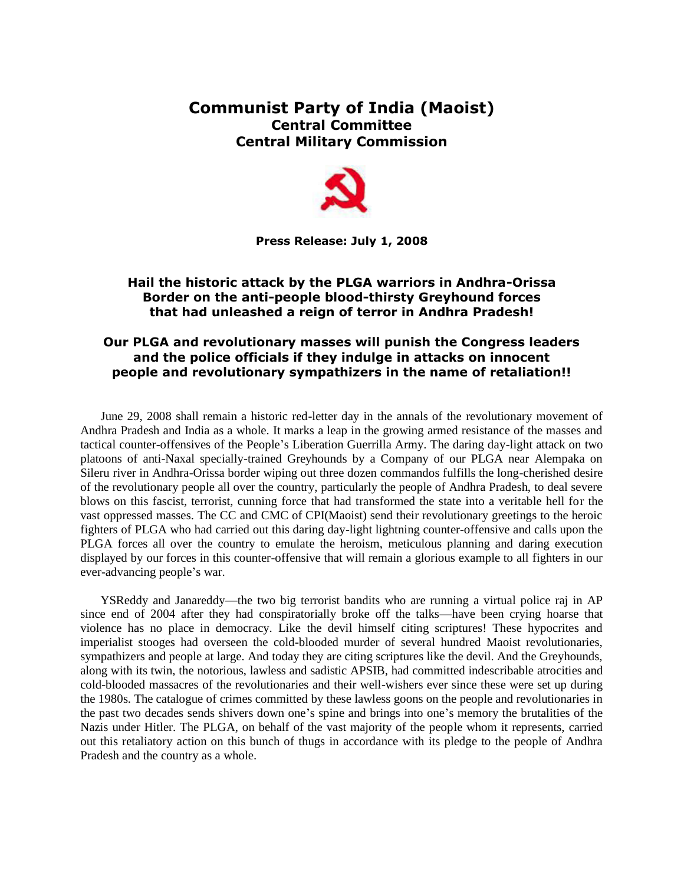# Communist Party of India (Maoist)
## Central Committee
## Central Military Commission

**Press Release: July 1, 2008**

### Hail the historic attack by the PLGA warriors in Andhra-Orissa Border on the anti-people blood-thirsty Greyhound forces that had unleashed a reign of terror in Andhra Pradesh!

### Our PLGA and revolutionary masses will punish the Congress leaders and the police officials if they indulge in attacks on innocent people and revolutionary sympathizers in the name of retaliation!!

June 29, 2008 shall remain a historic red-letter day in the annals of the revolutionary movement of Andhra Pradesh and India as a whole. It marks a leap in the growing armed resistance of the masses and tactical counter-offensives of the People's Liberation Guerrilla Army. The daring day-light attack on two platoons of anti-Naxal specially-trained Greyhounds by a Company of our PLGA near Alempaka on Sileru river in Andhra-Orissa border wiping out three dozen commandos fulfills the long-cherished desire of the revolutionary people all over the country, particularly the people of Andhra Pradesh, to deal severe blows on this fascist, terrorist, cunning force that had transformed the state into a veritable hell for the vast oppressed masses. The CC and CMC of CPI(Maoist) send their revolutionary greetings to the heroic fighters of PLGA who had carried out this daring day-light lightning counter-offensive and calls upon the PLGA forces all over the country to emulate the heroism, meticulous planning and daring execution displayed by our forces in this counter-offensive that will remain a glorious example to all fighters in our ever-advancing people's war.

YSReddy and Janareddy—the two big terrorist bandits who are running a virtual police raj in AP since end of 2004 after they had conspiratorially broke off the talks—have been crying hoarse that violence has no place in democracy. Like the devil himself citing scriptures! These hypocrites and imperialist stooges had overseen the cold-blooded murder of several hundred Maoist revolutionaries, sympathizers and people at large. And today they are citing scriptures like the devil. And the Greyhounds, along with its twin, the notorious, lawless and sadistic APSIB, had committed indescribable atrocities and cold-blooded massacres of the revolutionaries and their well-wishers ever since these were set up during the 1980s. The catalogue of crimes committed by these lawless goons on the people and revolutionaries in the past two decades sends shivers down one's spine and brings into one's memory the brutalities of the Nazis under Hitler. The PLGA, on behalf of the vast majority of the people whom it represents, carried out this retaliatory action on this bunch of thugs in accordance with its pledge to the people of Andhra Pradesh and the country as a whole.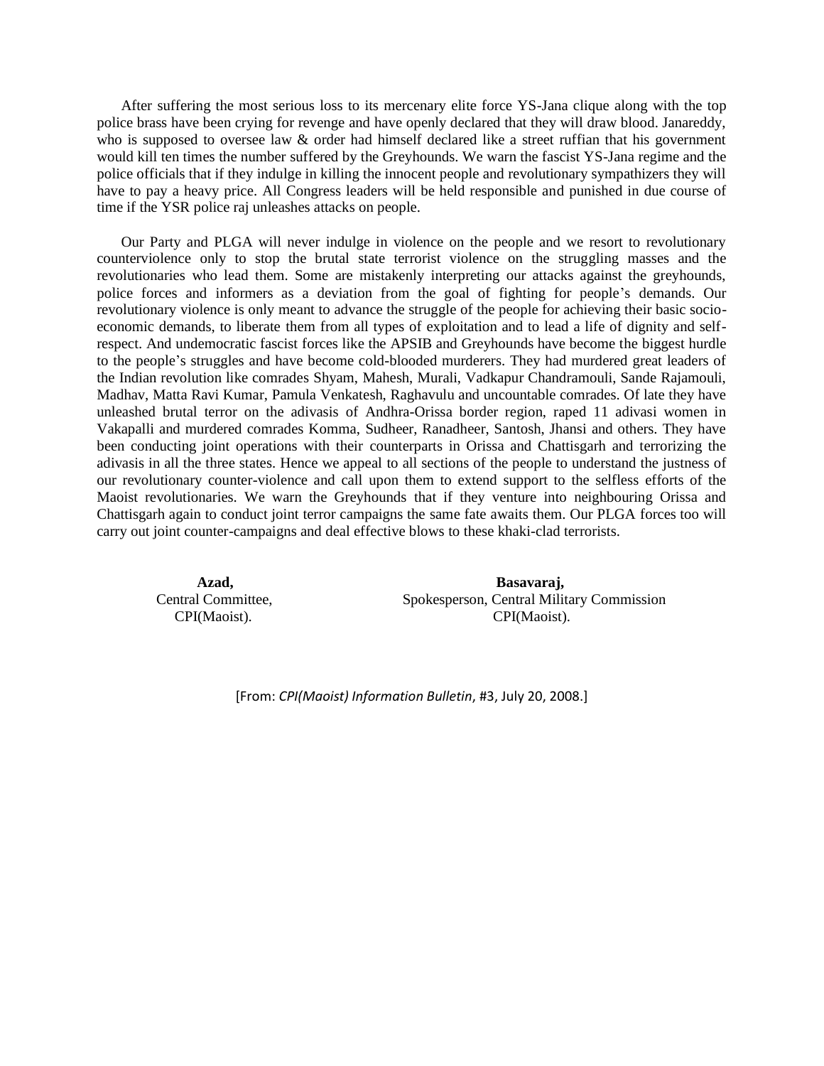After suffering the most serious loss to its mercenary elite force YS-Jana clique along with the top police brass have been crying for revenge and have openly declared that they will draw blood. Janareddy, who is supposed to oversee law & order had himself declared like a street ruffian that his government would kill ten times the number suffered by the Greyhounds. We warn the fascist YS-Jana regime and the police officials that if they indulge in killing the innocent people and revolutionary sympathizers they will have to pay a heavy price. All Congress leaders will be held responsible and punished in due course of time if the YSR police raj unleashes attacks on people.

Our Party and PLGA will never indulge in violence on the people and we resort to revolutionary counterviolence only to stop the brutal state terrorist violence on the struggling masses and the revolutionaries who lead them. Some are mistakenly interpreting our attacks against the greyhounds, police forces and informers as a deviation from the goal of fighting for people's demands. Our revolutionary violence is only meant to advance the struggle of the people for achieving their basic socio-economic demands, to liberate them from all types of exploitation and to lead a life of dignity and self-respect. And undemocratic fascist forces like the APSIB and Greyhounds have become the biggest hurdle to the people's struggles and have become cold-blooded murderers. They had murdered great leaders of the Indian revolution like comrades Shyam, Mahesh, Murali, Vadkapur Chandramouli, Sande Rajamouli, Madhav, Matta Ravi Kumar, Pamula Venkatesh, Raghavulu and uncountable comrades. Of late they have unleashed brutal terror on the adivasis of Andhra-Orissa border region, raped 11 adivasi women in Vakapalli and murdered comrades Komma, Sudheer, Ranadheer, Santosh, Jhansi and others. They have been conducting joint operations with their counterparts in Orissa and Chattisgarh and terrorizing the adivasis in all the three states. Hence we appeal to all sections of the people to understand the justness of our revolutionary counter-violence and call upon them to extend support to the selfless efforts of the Maoist revolutionaries. We warn the Greyhounds that if they venture into neighbouring Orissa and Chattisgarh again to conduct joint terror campaigns the same fate awaits them. Our PLGA forces too will carry out joint counter-campaigns and deal effective blows to these khaki-clad terrorists.

**Azad,**
Central Committee,
CPI(Maoist).

**Basavaraj,**
Spokesperson, Central Military Commission
CPI(Maoist).

[From: *CPI(Maoist) Information Bulletin*, #3, July 20, 2008.]